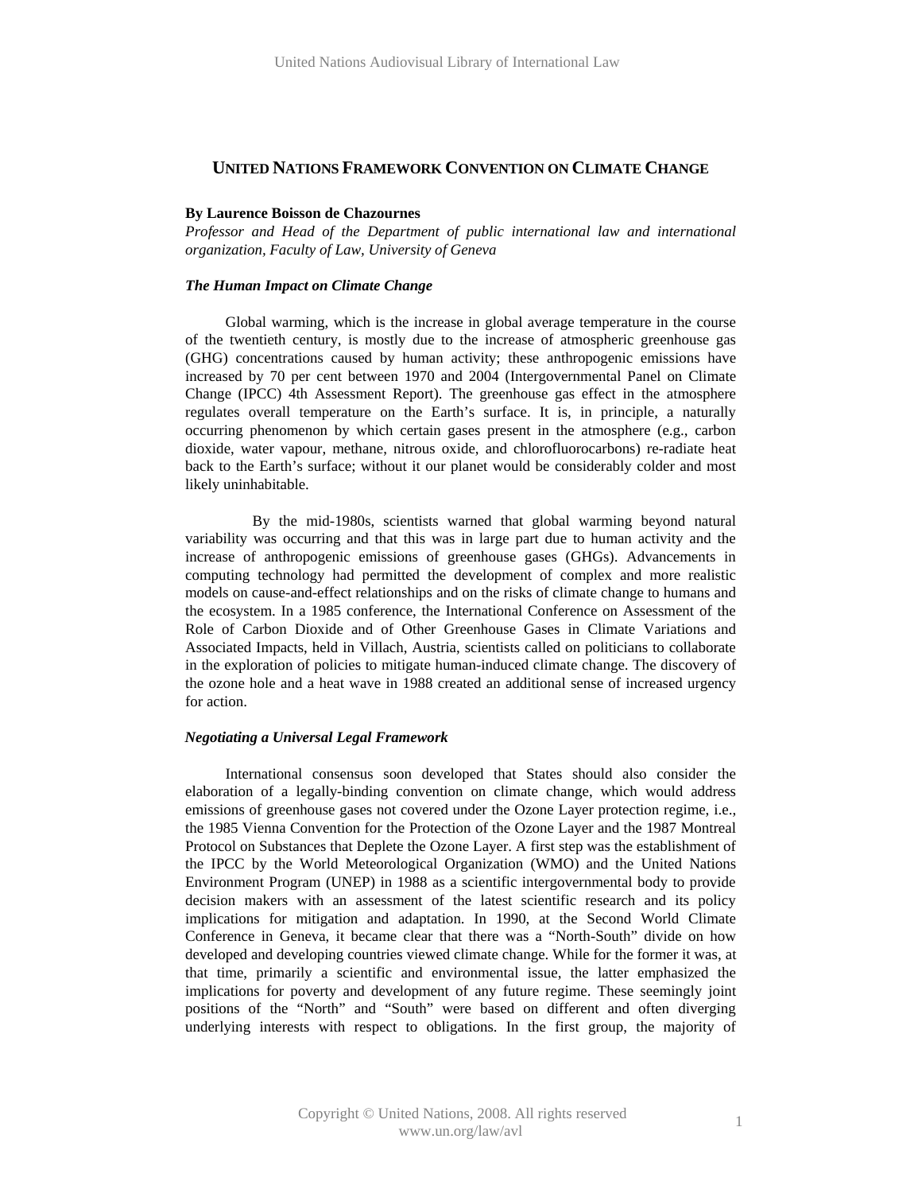# UNITED NATIONS FRAMEWORK CONVENTION ON CLIMATE CHANGE

**By Laurence Boisson de Chazournes**
*Professor and Head of the Department of public international law and international organization, Faculty of Law, University of Geneva*

### *The Human Impact on Climate Change*

Global warming, which is the increase in global average temperature in the course of the twentieth century, is mostly due to the increase of atmospheric greenhouse gas (GHG) concentrations caused by human activity; these anthropogenic emissions have increased by 70 per cent between 1970 and 2004 (Intergovernmental Panel on Climate Change (IPCC) 4th Assessment Report). The greenhouse gas effect in the atmosphere regulates overall temperature on the Earth's surface. It is, in principle, a naturally occurring phenomenon by which certain gases present in the atmosphere (e.g., carbon dioxide, water vapour, methane, nitrous oxide, and chlorofluorocarbons) re-radiate heat back to the Earth's surface; without it our planet would be considerably colder and most likely uninhabitable.

By the mid-1980s, scientists warned that global warming beyond natural variability was occurring and that this was in large part due to human activity and the increase of anthropogenic emissions of greenhouse gases (GHGs). Advancements in computing technology had permitted the development of complex and more realistic models on cause-and-effect relationships and on the risks of climate change to humans and the ecosystem. In a 1985 conference, the International Conference on Assessment of the Role of Carbon Dioxide and of Other Greenhouse Gases in Climate Variations and Associated Impacts, held in Villach, Austria, scientists called on politicians to collaborate in the exploration of policies to mitigate human-induced climate change. The discovery of the ozone hole and a heat wave in 1988 created an additional sense of increased urgency for action.

### *Negotiating a Universal Legal Framework*

International consensus soon developed that States should also consider the elaboration of a legally-binding convention on climate change, which would address emissions of greenhouse gases not covered under the Ozone Layer protection regime, i.e., the 1985 Vienna Convention for the Protection of the Ozone Layer and the 1987 Montreal Protocol on Substances that Deplete the Ozone Layer. A first step was the establishment of the IPCC by the World Meteorological Organization (WMO) and the United Nations Environment Program (UNEP) in 1988 as a scientific intergovernmental body to provide decision makers with an assessment of the latest scientific research and its policy implications for mitigation and adaptation. In 1990, at the Second World Climate Conference in Geneva, it became clear that there was a "North-South" divide on how developed and developing countries viewed climate change. While for the former it was, at that time, primarily a scientific and environmental issue, the latter emphasized the implications for poverty and development of any future regime. These seemingly joint positions of the "North" and "South" were based on different and often diverging underlying interests with respect to obligations. In the first group, the majority of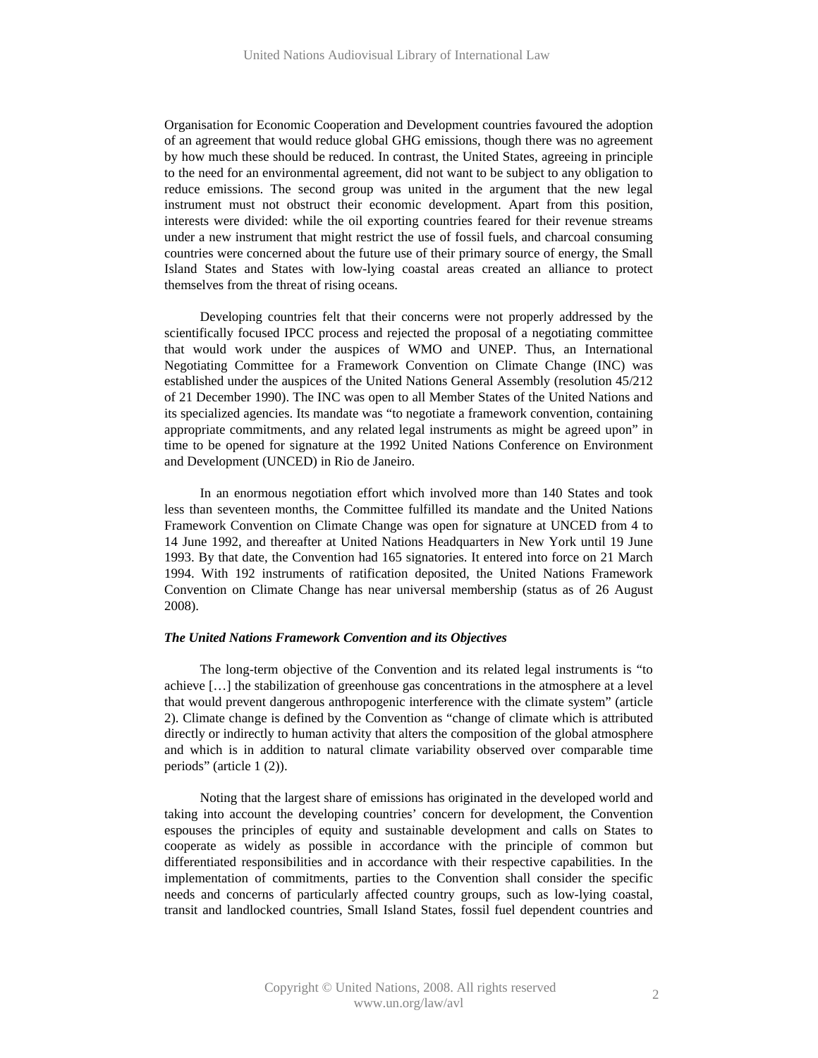Organisation for Economic Cooperation and Development countries favoured the adoption of an agreement that would reduce global GHG emissions, though there was no agreement by how much these should be reduced. In contrast, the United States, agreeing in principle to the need for an environmental agreement, did not want to be subject to any obligation to reduce emissions. The second group was united in the argument that the new legal instrument must not obstruct their economic development. Apart from this position, interests were divided: while the oil exporting countries feared for their revenue streams under a new instrument that might restrict the use of fossil fuels, and charcoal consuming countries were concerned about the future use of their primary source of energy, the Small Island States and States with low-lying coastal areas created an alliance to protect themselves from the threat of rising oceans.

Developing countries felt that their concerns were not properly addressed by the scientifically focused IPCC process and rejected the proposal of a negotiating committee that would work under the auspices of WMO and UNEP. Thus, an International Negotiating Committee for a Framework Convention on Climate Change (INC) was established under the auspices of the United Nations General Assembly (resolution 45/212 of 21 December 1990). The INC was open to all Member States of the United Nations and its specialized agencies. Its mandate was "to negotiate a framework convention, containing appropriate commitments, and any related legal instruments as might be agreed upon" in time to be opened for signature at the 1992 United Nations Conference on Environment and Development (UNCED) in Rio de Janeiro.

In an enormous negotiation effort which involved more than 140 States and took less than seventeen months, the Committee fulfilled its mandate and the United Nations Framework Convention on Climate Change was open for signature at UNCED from 4 to 14 June 1992, and thereafter at United Nations Headquarters in New York until 19 June 1993. By that date, the Convention had 165 signatories. It entered into force on 21 March 1994. With 192 instruments of ratification deposited, the United Nations Framework Convention on Climate Change has near universal membership (status as of 26 August 2008).

***The United Nations Framework Convention and its Objectives***

The long-term objective of the Convention and its related legal instruments is "to achieve […] the stabilization of greenhouse gas concentrations in the atmosphere at a level that would prevent dangerous anthropogenic interference with the climate system" (article 2). Climate change is defined by the Convention as "change of climate which is attributed directly or indirectly to human activity that alters the composition of the global atmosphere and which is in addition to natural climate variability observed over comparable time periods" (article 1 (2)).

Noting that the largest share of emissions has originated in the developed world and taking into account the developing countries' concern for development, the Convention espouses the principles of equity and sustainable development and calls on States to cooperate as widely as possible in accordance with the principle of common but differentiated responsibilities and in accordance with their respective capabilities. In the implementation of commitments, parties to the Convention shall consider the specific needs and concerns of particularly affected country groups, such as low-lying coastal, transit and landlocked countries, Small Island States, fossil fuel dependent countries and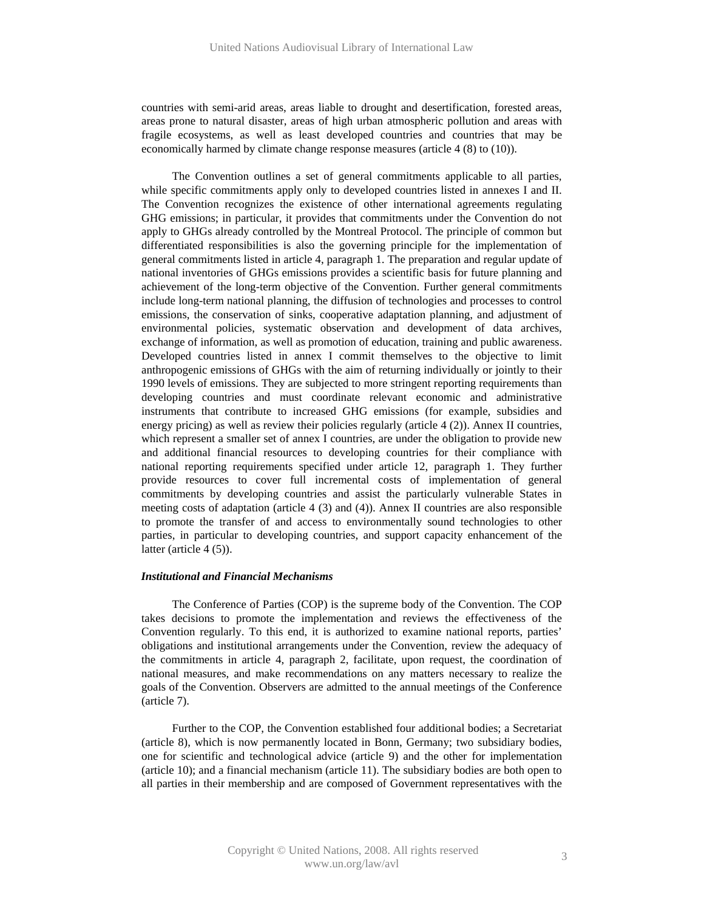countries with semi-arid areas, areas liable to drought and desertification, forested areas, areas prone to natural disaster, areas of high urban atmospheric pollution and areas with fragile ecosystems, as well as least developed countries and countries that may be economically harmed by climate change response measures (article 4 (8) to (10)).

The Convention outlines a set of general commitments applicable to all parties, while specific commitments apply only to developed countries listed in annexes I and II. The Convention recognizes the existence of other international agreements regulating GHG emissions; in particular, it provides that commitments under the Convention do not apply to GHGs already controlled by the Montreal Protocol. The principle of common but differentiated responsibilities is also the governing principle for the implementation of general commitments listed in article 4, paragraph 1. The preparation and regular update of national inventories of GHGs emissions provides a scientific basis for future planning and achievement of the long-term objective of the Convention. Further general commitments include long-term national planning, the diffusion of technologies and processes to control emissions, the conservation of sinks, cooperative adaptation planning, and adjustment of environmental policies, systematic observation and development of data archives, exchange of information, as well as promotion of education, training and public awareness. Developed countries listed in annex I commit themselves to the objective to limit anthropogenic emissions of GHGs with the aim of returning individually or jointly to their 1990 levels of emissions. They are subjected to more stringent reporting requirements than developing countries and must coordinate relevant economic and administrative instruments that contribute to increased GHG emissions (for example, subsidies and energy pricing) as well as review their policies regularly (article 4 (2)). Annex II countries, which represent a smaller set of annex I countries, are under the obligation to provide new and additional financial resources to developing countries for their compliance with national reporting requirements specified under article 12, paragraph 1. They further provide resources to cover full incremental costs of implementation of general commitments by developing countries and assist the particularly vulnerable States in meeting costs of adaptation (article 4 (3) and (4)). Annex II countries are also responsible to promote the transfer of and access to environmentally sound technologies to other parties, in particular to developing countries, and support capacity enhancement of the latter (article 4 (5)).

***Institutional and Financial Mechanisms***

The Conference of Parties (COP) is the supreme body of the Convention. The COP takes decisions to promote the implementation and reviews the effectiveness of the Convention regularly. To this end, it is authorized to examine national reports, parties' obligations and institutional arrangements under the Convention, review the adequacy of the commitments in article 4, paragraph 2, facilitate, upon request, the coordination of national measures, and make recommendations on any matters necessary to realize the goals of the Convention. Observers are admitted to the annual meetings of the Conference (article 7).

Further to the COP, the Convention established four additional bodies; a Secretariat (article 8), which is now permanently located in Bonn, Germany; two subsidiary bodies, one for scientific and technological advice (article 9) and the other for implementation (article 10); and a financial mechanism (article 11). The subsidiary bodies are both open to all parties in their membership and are composed of Government representatives with the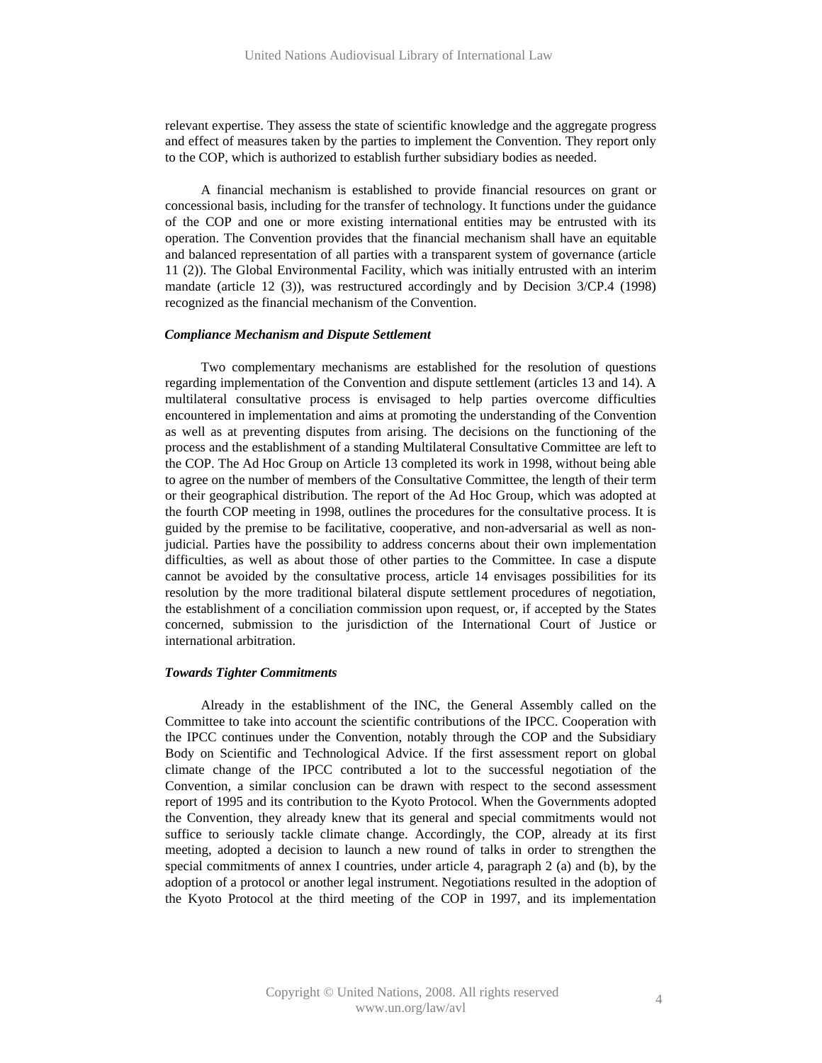relevant expertise. They assess the state of scientific knowledge and the aggregate progress and effect of measures taken by the parties to implement the Convention. They report only to the COP, which is authorized to establish further subsidiary bodies as needed.

A financial mechanism is established to provide financial resources on grant or concessional basis, including for the transfer of technology. It functions under the guidance of the COP and one or more existing international entities may be entrusted with its operation. The Convention provides that the financial mechanism shall have an equitable and balanced representation of all parties with a transparent system of governance (article 11 (2)). The Global Environmental Facility, which was initially entrusted with an interim mandate (article 12 (3)), was restructured accordingly and by Decision 3/CP.4 (1998) recognized as the financial mechanism of the Convention.

***Compliance Mechanism and Dispute Settlement***

Two complementary mechanisms are established for the resolution of questions regarding implementation of the Convention and dispute settlement (articles 13 and 14). A multilateral consultative process is envisaged to help parties overcome difficulties encountered in implementation and aims at promoting the understanding of the Convention as well as at preventing disputes from arising. The decisions on the functioning of the process and the establishment of a standing Multilateral Consultative Committee are left to the COP. The Ad Hoc Group on Article 13 completed its work in 1998, without being able to agree on the number of members of the Consultative Committee, the length of their term or their geographical distribution. The report of the Ad Hoc Group, which was adopted at the fourth COP meeting in 1998, outlines the procedures for the consultative process. It is guided by the premise to be facilitative, cooperative, and non-adversarial as well as non-judicial. Parties have the possibility to address concerns about their own implementation difficulties, as well as about those of other parties to the Committee. In case a dispute cannot be avoided by the consultative process, article 14 envisages possibilities for its resolution by the more traditional bilateral dispute settlement procedures of negotiation, the establishment of a conciliation commission upon request, or, if accepted by the States concerned, submission to the jurisdiction of the International Court of Justice or international arbitration.

***Towards Tighter Commitments***

Already in the establishment of the INC, the General Assembly called on the Committee to take into account the scientific contributions of the IPCC. Cooperation with the IPCC continues under the Convention, notably through the COP and the Subsidiary Body on Scientific and Technological Advice. If the first assessment report on global climate change of the IPCC contributed a lot to the successful negotiation of the Convention, a similar conclusion can be drawn with respect to the second assessment report of 1995 and its contribution to the Kyoto Protocol. When the Governments adopted the Convention, they already knew that its general and special commitments would not suffice to seriously tackle climate change. Accordingly, the COP, already at its first meeting, adopted a decision to launch a new round of talks in order to strengthen the special commitments of annex I countries, under article 4, paragraph 2 (a) and (b), by the adoption of a protocol or another legal instrument. Negotiations resulted in the adoption of the Kyoto Protocol at the third meeting of the COP in 1997, and its implementation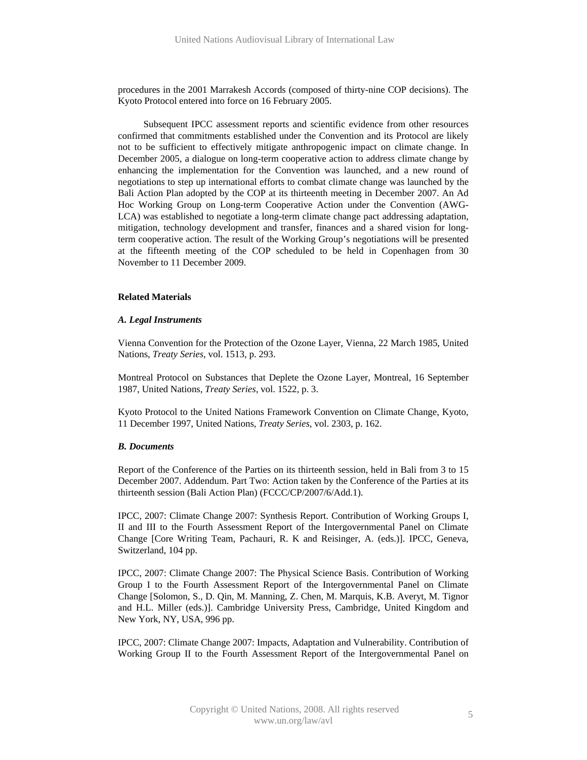procedures in the 2001 Marrakesh Accords (composed of thirty-nine COP decisions). The Kyoto Protocol entered into force on 16 February 2005.

Subsequent IPCC assessment reports and scientific evidence from other resources confirmed that commitments established under the Convention and its Protocol are likely not to be sufficient to effectively mitigate anthropogenic impact on climate change. In December 2005, a dialogue on long-term cooperative action to address climate change by enhancing the implementation for the Convention was launched, and a new round of negotiations to step up international efforts to combat climate change was launched by the Bali Action Plan adopted by the COP at its thirteenth meeting in December 2007. An Ad Hoc Working Group on Long-term Cooperative Action under the Convention (AWG-LCA) was established to negotiate a long-term climate change pact addressing adaptation, mitigation, technology development and transfer, finances and a shared vision for long-term cooperative action. The result of the Working Group's negotiations will be presented at the fifteenth meeting of the COP scheduled to be held in Copenhagen from 30 November to 11 December 2009.

**Related Materials**

***A. Legal Instruments***

Vienna Convention for the Protection of the Ozone Layer, Vienna, 22 March 1985, United Nations, *Treaty Series*, vol. 1513, p. 293.

Montreal Protocol on Substances that Deplete the Ozone Layer, Montreal, 16 September 1987, United Nations, *Treaty Series*, vol. 1522, p. 3.

Kyoto Protocol to the United Nations Framework Convention on Climate Change, Kyoto, 11 December 1997, United Nations, *Treaty Series*, vol. 2303, p. 162.

***B. Documents***

Report of the Conference of the Parties on its thirteenth session, held in Bali from 3 to 15 December 2007. Addendum. Part Two: Action taken by the Conference of the Parties at its thirteenth session (Bali Action Plan) (FCCC/CP/2007/6/Add.1).

IPCC, 2007: Climate Change 2007: Synthesis Report. Contribution of Working Groups I, II and III to the Fourth Assessment Report of the Intergovernmental Panel on Climate Change [Core Writing Team, Pachauri, R. K and Reisinger, A. (eds.)]. IPCC, Geneva, Switzerland, 104 pp.

IPCC, 2007: Climate Change 2007: The Physical Science Basis. Contribution of Working Group I to the Fourth Assessment Report of the Intergovernmental Panel on Climate Change [Solomon, S., D. Qin, M. Manning, Z. Chen, M. Marquis, K.B. Averyt, M. Tignor and H.L. Miller (eds.)]. Cambridge University Press, Cambridge, United Kingdom and New York, NY, USA, 996 pp.

IPCC, 2007: Climate Change 2007: Impacts, Adaptation and Vulnerability. Contribution of Working Group II to the Fourth Assessment Report of the Intergovernmental Panel on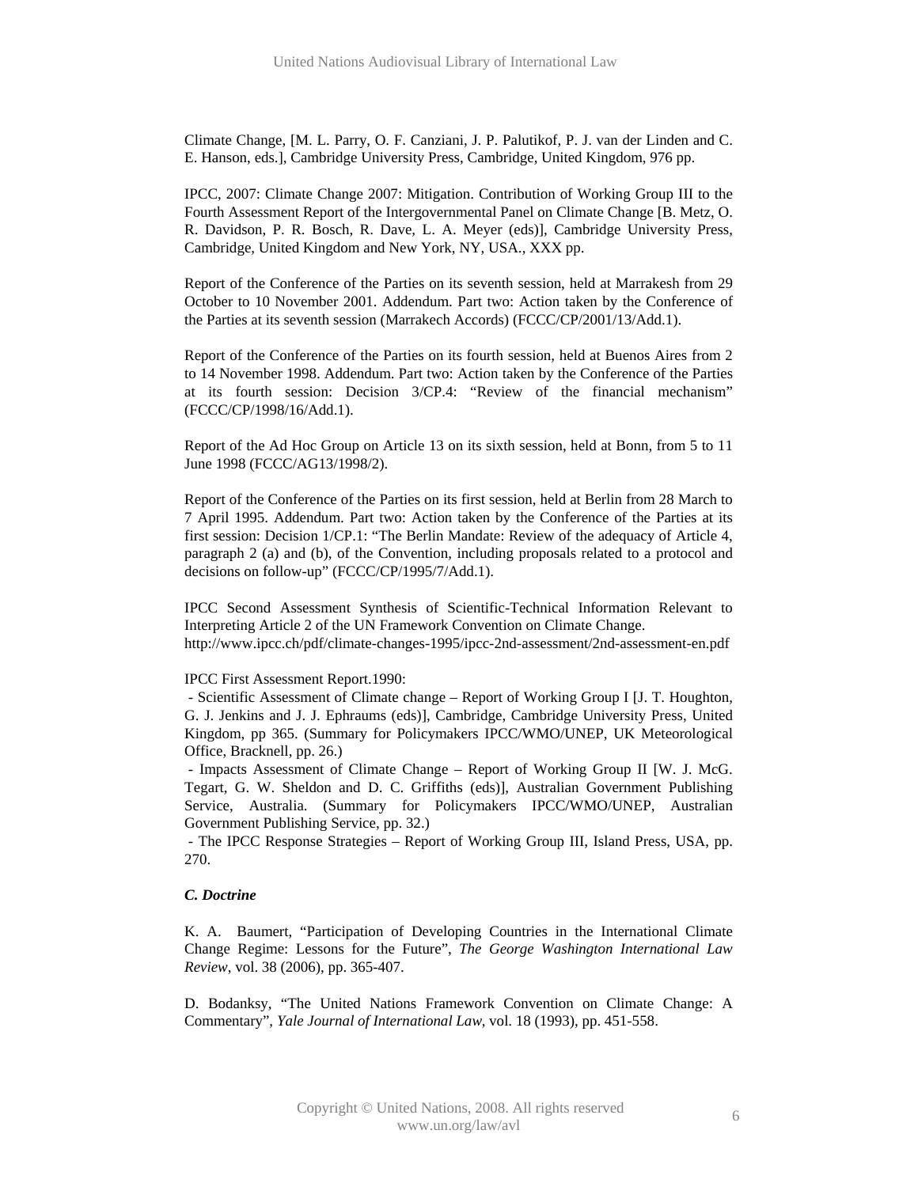Climate Change, [M. L. Parry, O. F. Canziani, J. P. Palutikof, P. J. van der Linden and C. E. Hanson, eds.], Cambridge University Press, Cambridge, United Kingdom, 976 pp.

IPCC, 2007: Climate Change 2007: Mitigation. Contribution of Working Group III to the Fourth Assessment Report of the Intergovernmental Panel on Climate Change [B. Metz, O. R. Davidson, P. R. Bosch, R. Dave, L. A. Meyer (eds)], Cambridge University Press, Cambridge, United Kingdom and New York, NY, USA., XXX pp.

Report of the Conference of the Parties on its seventh session, held at Marrakesh from 29 October to 10 November 2001. Addendum. Part two: Action taken by the Conference of the Parties at its seventh session (Marrakech Accords) (FCCC/CP/2001/13/Add.1).

Report of the Conference of the Parties on its fourth session, held at Buenos Aires from 2 to 14 November 1998. Addendum. Part two: Action taken by the Conference of the Parties at its fourth session: Decision 3/CP.4: "Review of the financial mechanism" (FCCC/CP/1998/16/Add.1).

Report of the Ad Hoc Group on Article 13 on its sixth session, held at Bonn, from 5 to 11 June 1998 (FCCC/AG13/1998/2).

Report of the Conference of the Parties on its first session, held at Berlin from 28 March to 7 April 1995. Addendum. Part two: Action taken by the Conference of the Parties at its first session: Decision 1/CP.1: "The Berlin Mandate: Review of the adequacy of Article 4, paragraph 2 (a) and (b), of the Convention, including proposals related to a protocol and decisions on follow-up" (FCCC/CP/1995/7/Add.1).

IPCC Second Assessment Synthesis of Scientific-Technical Information Relevant to Interpreting Article 2 of the UN Framework Convention on Climate Change.
http://www.ipcc.ch/pdf/climate-changes-1995/ipcc-2nd-assessment/2nd-assessment-en.pdf

IPCC First Assessment Report.1990:
- Scientific Assessment of Climate change – Report of Working Group I [J. T. Houghton, G. J. Jenkins and J. J. Ephraums (eds)], Cambridge, Cambridge University Press, United Kingdom, pp 365. (Summary for Policymakers IPCC/WMO/UNEP, UK Meteorological Office, Bracknell, pp. 26.)
- Impacts Assessment of Climate Change – Report of Working Group II [W. J. McG. Tegart, G. W. Sheldon and D. C. Griffiths (eds)], Australian Government Publishing Service, Australia. (Summary for Policymakers IPCC/WMO/UNEP, Australian Government Publishing Service, pp. 32.)
- The IPCC Response Strategies – Report of Working Group III, Island Press, USA, pp. 270.

***C. Doctrine***

K. A. Baumert, "Participation of Developing Countries in the International Climate Change Regime: Lessons for the Future", *The George Washington International Law Review*, vol. 38 (2006), pp. 365-407.

D. Bodanksy, "The United Nations Framework Convention on Climate Change: A Commentary", *Yale Journal of International Law*, vol. 18 (1993), pp. 451-558.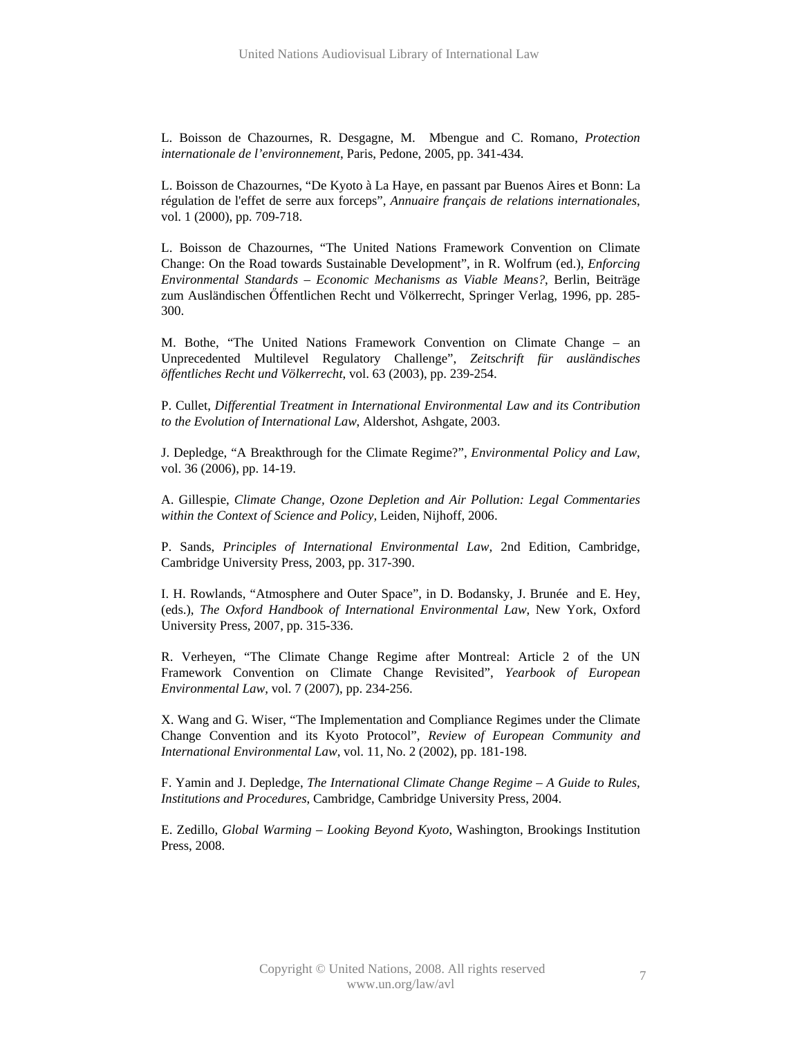L. Boisson de Chazournes, R. Desgagne, M. Mbengue and C. Romano, *Protection internationale de l'environnement*, Paris, Pedone, 2005, pp. 341-434.

L. Boisson de Chazournes, "De Kyoto à La Haye, en passant par Buenos Aires et Bonn: La régulation de l'effet de serre aux forceps", *Annuaire français de relations internationales*, vol. 1 (2000), pp. 709-718.

L. Boisson de Chazournes, "The United Nations Framework Convention on Climate Change: On the Road towards Sustainable Development", in R. Wolfrum (ed.), *Enforcing Environmental Standards – Economic Mechanisms as Viable Means?*, Berlin, Beiträge zum Ausländischen Őffentlichen Recht und Völkerrecht, Springer Verlag, 1996, pp. 285-300.

M. Bothe, "The United Nations Framework Convention on Climate Change – an Unprecedented Multilevel Regulatory Challenge", *Zeitschrift für ausländisches öffentliches Recht und Völkerrecht*, vol. 63 (2003), pp. 239-254.

P. Cullet, *Differential Treatment in International Environmental Law and its Contribution to the Evolution of International Law*, Aldershot, Ashgate, 2003.

J. Depledge, "A Breakthrough for the Climate Regime?", *Environmental Policy and Law*, vol. 36 (2006), pp. 14-19.

A. Gillespie, *Climate Change, Ozone Depletion and Air Pollution: Legal Commentaries within the Context of Science and Policy,* Leiden, Nijhoff, 2006.

P. Sands, *Principles of International Environmental Law,* 2nd Edition, Cambridge, Cambridge University Press, 2003, pp. 317-390.

I. H. Rowlands, "Atmosphere and Outer Space", in D. Bodansky, J. Brunée and E. Hey, (eds.), *The Oxford Handbook of International Environmental Law*, New York, Oxford University Press, 2007, pp. 315-336.

R. Verheyen, "The Climate Change Regime after Montreal: Article 2 of the UN Framework Convention on Climate Change Revisited", *Yearbook of European Environmental Law*, vol. 7 (2007), pp. 234-256.

X. Wang and G. Wiser, "The Implementation and Compliance Regimes under the Climate Change Convention and its Kyoto Protocol", *Review of European Community and International Environmental Law*, vol. 11, No. 2 (2002), pp. 181-198.

F. Yamin and J. Depledge, *The International Climate Change Regime – A Guide to Rules, Institutions and Procedures*, Cambridge, Cambridge University Press, 2004.

E. Zedillo, *Global Warming – Looking Beyond Kyoto*, Washington, Brookings Institution Press, 2008.